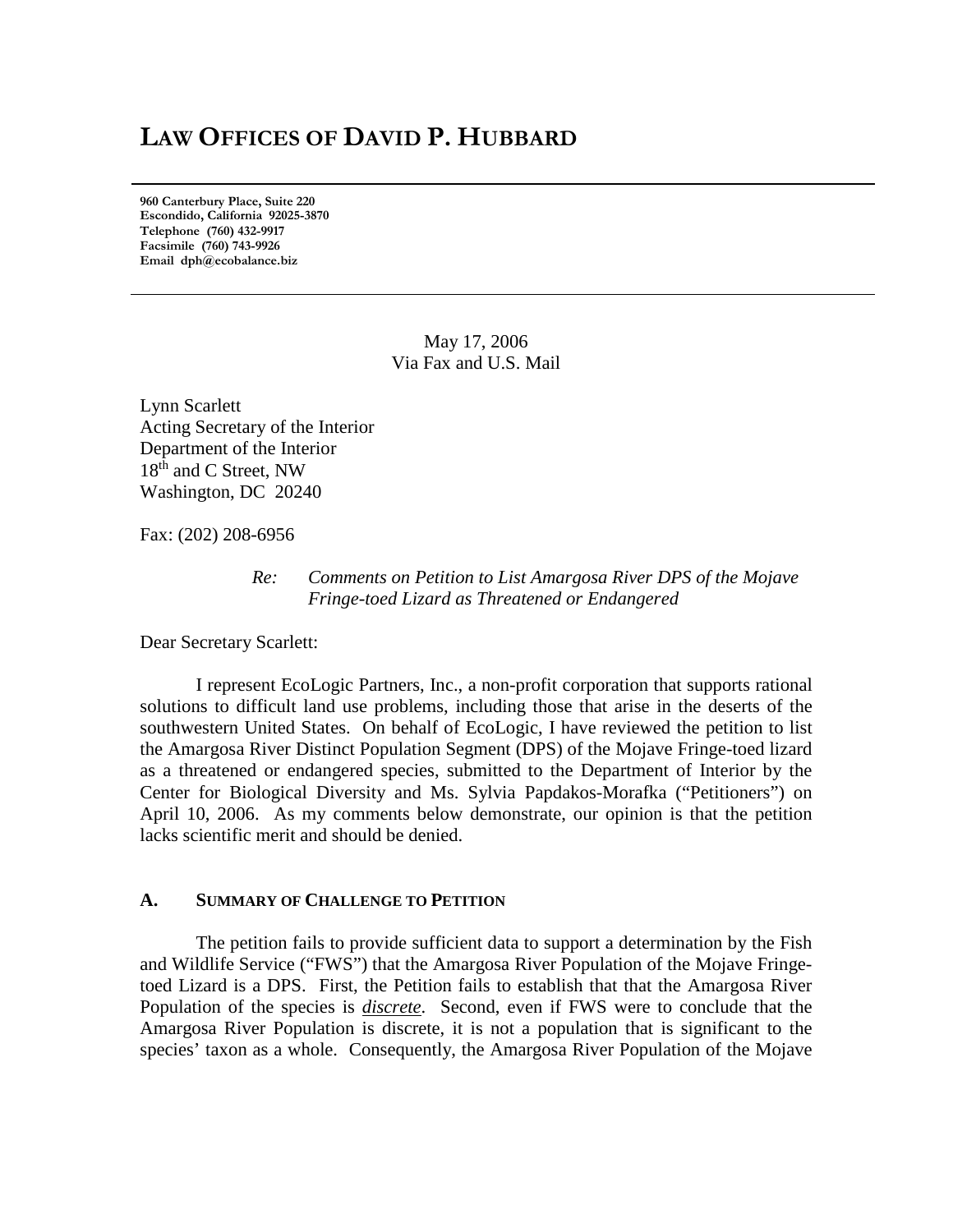# LAW OFFICES OF DAVID P. HUBBARD

**960 Canterbury Place, Suite 220**
**Escondido, California 92025-3870**
**Telephone (760) 432-9917**
**Facsimile (760) 743-9926**
**Email dph@ecobalance.biz**

---

May 17, 2006
Via Fax and U.S. Mail

Lynn Scarlett
Acting Secretary of the Interior
Department of the Interior
18th and C Street, NW
Washington, DC 20240

Fax: (202) 208-6956

*Re: Comments on Petition to List Amargosa River DPS of the Mojave Fringe-toed Lizard as Threatened or Endangered*

Dear Secretary Scarlett:

I represent EcoLogic Partners, Inc., a non-profit corporation that supports rational solutions to difficult land use problems, including those that arise in the deserts of the southwestern United States. On behalf of EcoLogic, I have reviewed the petition to list the Amargosa River Distinct Population Segment (DPS) of the Mojave Fringe-toed lizard as a threatened or endangered species, submitted to the Department of Interior by the Center for Biological Diversity and Ms. Sylvia Papdakos-Morafka ("Petitioners") on April 10, 2006. As my comments below demonstrate, our opinion is that the petition lacks scientific merit and should be denied.

### A. SUMMARY OF CHALLENGE TO PETITION

The petition fails to provide sufficient data to support a determination by the Fish and Wildlife Service ("FWS") that the Amargosa River Population of the Mojave Fringe-toed Lizard is a DPS. First, the Petition fails to establish that that the Amargosa River Population of the species is ***discrete***. Second, even if FWS were to conclude that the Amargosa River Population is discrete, it is not a population that is significant to the species' taxon as a whole. Consequently, the Amargosa River Population of the Mojave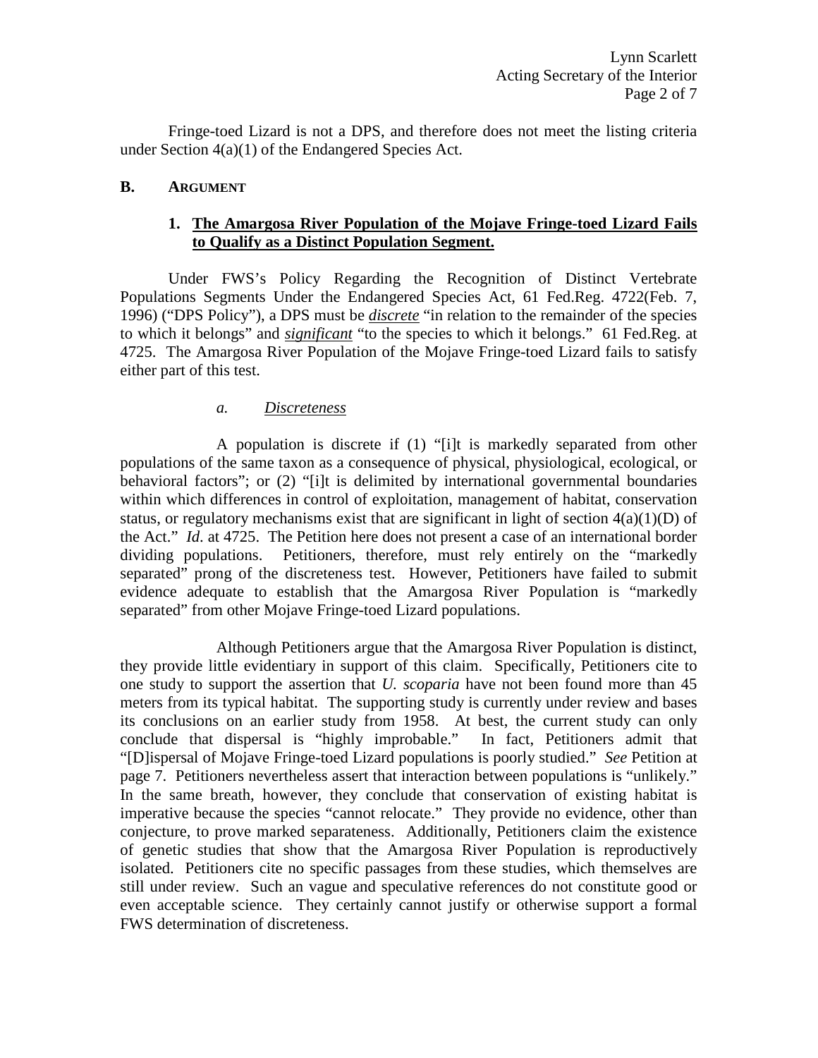Fringe-toed Lizard is not a DPS, and therefore does not meet the listing criteria under Section 4(a)(1) of the Endangered Species Act.

## B. ARGUMENT

### 1. The Amargosa River Population of the Mojave Fringe-toed Lizard Fails to Qualify as a Distinct Population Segment.

Under FWS's Policy Regarding the Recognition of Distinct Vertebrate Populations Segments Under the Endangered Species Act, 61 Fed.Reg. 4722(Feb. 7, 1996) ("DPS Policy"), a DPS must be ***discrete*** "in relation to the remainder of the species to which it belongs" and ***significant*** "to the species to which it belongs." 61 Fed.Reg. at 4725. The Amargosa River Population of the Mojave Fringe-toed Lizard fails to satisfy either part of this test.

#### *a. Discreteness*

A population is discrete if (1) "[i]t is markedly separated from other populations of the same taxon as a consequence of physical, physiological, ecological, or behavioral factors"; or (2) "[i]t is delimited by international governmental boundaries within which differences in control of exploitation, management of habitat, conservation status, or regulatory mechanisms exist that are significant in light of section 4(a)(1)(D) of the Act." *Id*. at 4725. The Petition here does not present a case of an international border dividing populations. Petitioners, therefore, must rely entirely on the "markedly separated" prong of the discreteness test. However, Petitioners have failed to submit evidence adequate to establish that the Amargosa River Population is "markedly separated" from other Mojave Fringe-toed Lizard populations.

Although Petitioners argue that the Amargosa River Population is distinct, they provide little evidentiary in support of this claim. Specifically, Petitioners cite to one study to support the assertion that *U. scoparia* have not been found more than 45 meters from its typical habitat. The supporting study is currently under review and bases its conclusions on an earlier study from 1958. At best, the current study can only conclude that dispersal is "highly improbable." In fact, Petitioners admit that "[D]ispersal of Mojave Fringe-toed Lizard populations is poorly studied." *See* Petition at page 7. Petitioners nevertheless assert that interaction between populations is "unlikely." In the same breath, however, they conclude that conservation of existing habitat is imperative because the species "cannot relocate." They provide no evidence, other than conjecture, to prove marked separateness. Additionally, Petitioners claim the existence of genetic studies that show that the Amargosa River Population is reproductively isolated. Petitioners cite no specific passages from these studies, which themselves are still under review. Such an vague and speculative references do not constitute good or even acceptable science. They certainly cannot justify or otherwise support a formal FWS determination of discreteness.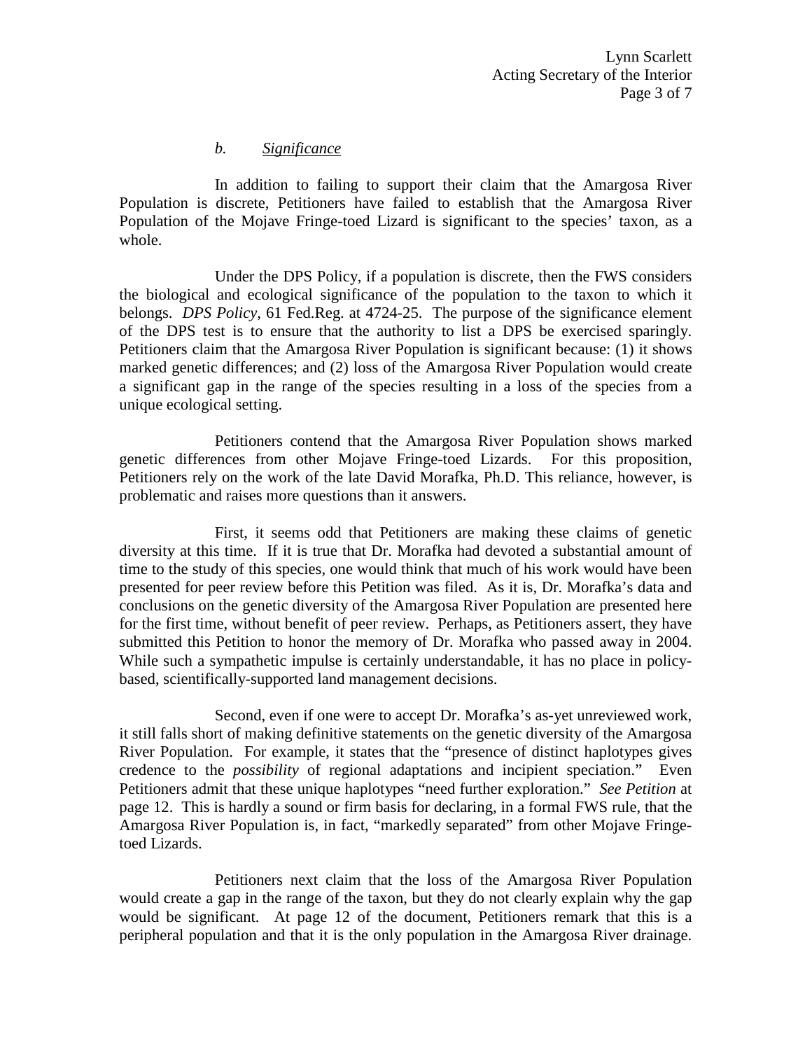### *b. Significance*

In addition to failing to support their claim that the Amargosa River Population is discrete, Petitioners have failed to establish that the Amargosa River Population of the Mojave Fringe-toed Lizard is significant to the species' taxon, as a whole.

Under the DPS Policy, if a population is discrete, then the FWS considers the biological and ecological significance of the population to the taxon to which it belongs. *DPS Policy*, 61 Fed.Reg. at 4724-25. The purpose of the significance element of the DPS test is to ensure that the authority to list a DPS be exercised sparingly. Petitioners claim that the Amargosa River Population is significant because: (1) it shows marked genetic differences; and (2) loss of the Amargosa River Population would create a significant gap in the range of the species resulting in a loss of the species from a unique ecological setting.

Petitioners contend that the Amargosa River Population shows marked genetic differences from other Mojave Fringe-toed Lizards. For this proposition, Petitioners rely on the work of the late David Morafka, Ph.D. This reliance, however, is problematic and raises more questions than it answers.

First, it seems odd that Petitioners are making these claims of genetic diversity at this time. If it is true that Dr. Morafka had devoted a substantial amount of time to the study of this species, one would think that much of his work would have been presented for peer review before this Petition was filed. As it is, Dr. Morafka's data and conclusions on the genetic diversity of the Amargosa River Population are presented here for the first time, without benefit of peer review. Perhaps, as Petitioners assert, they have submitted this Petition to honor the memory of Dr. Morafka who passed away in 2004. While such a sympathetic impulse is certainly understandable, it has no place in policy-based, scientifically-supported land management decisions.

Second, even if one were to accept Dr. Morafka's as-yet unreviewed work, it still falls short of making definitive statements on the genetic diversity of the Amargosa River Population. For example, it states that the "presence of distinct haplotypes gives credence to the *possibility* of regional adaptations and incipient speciation." Even Petitioners admit that these unique haplotypes "need further exploration." *See Petition* at page 12. This is hardly a sound or firm basis for declaring, in a formal FWS rule, that the Amargosa River Population is, in fact, "markedly separated" from other Mojave Fringe-toed Lizards.

Petitioners next claim that the loss of the Amargosa River Population would create a gap in the range of the taxon, but they do not clearly explain why the gap would be significant. At page 12 of the document, Petitioners remark that this is a peripheral population and that it is the only population in the Amargosa River drainage.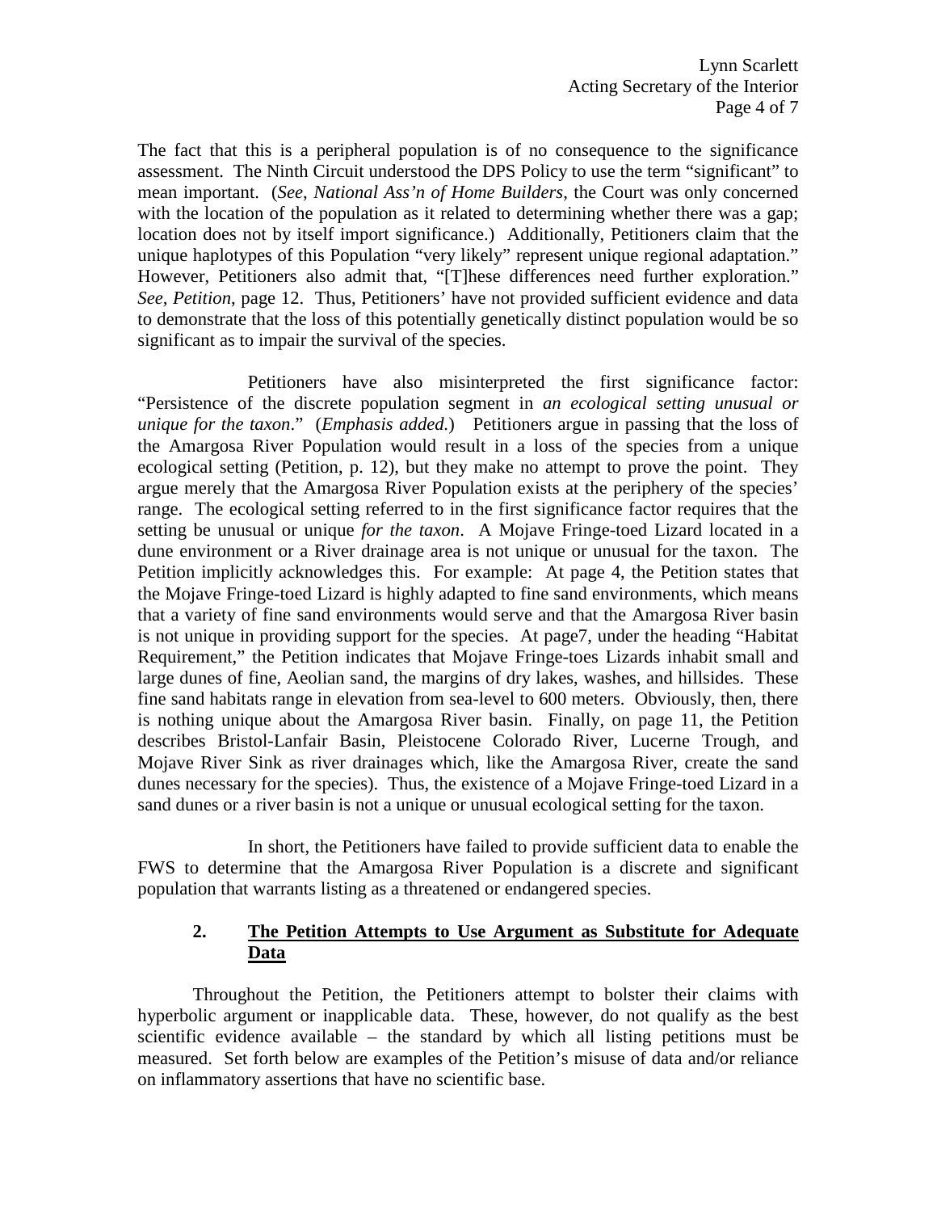The fact that this is a peripheral population is of no consequence to the significance assessment. The Ninth Circuit understood the DPS Policy to use the term "significant" to mean important. (*See*, *National Ass'n of Home Builders*, the Court was only concerned with the location of the population as it related to determining whether there was a gap; location does not by itself import significance.) Additionally, Petitioners claim that the unique haplotypes of this Population "very likely" represent unique regional adaptation." However, Petitioners also admit that, "[T]hese differences need further exploration." *See, Petition*, page 12. Thus, Petitioners' have not provided sufficient evidence and data to demonstrate that the loss of this potentially genetically distinct population would be so significant as to impair the survival of the species.

Petitioners have also misinterpreted the first significance factor: "Persistence of the discrete population segment in *an ecological setting unusual or unique for the taxon*." (*Emphasis added.*) Petitioners argue in passing that the loss of the Amargosa River Population would result in a loss of the species from a unique ecological setting (Petition, p. 12), but they make no attempt to prove the point. They argue merely that the Amargosa River Population exists at the periphery of the species' range. The ecological setting referred to in the first significance factor requires that the setting be unusual or unique *for the taxon*. A Mojave Fringe-toed Lizard located in a dune environment or a River drainage area is not unique or unusual for the taxon. The Petition implicitly acknowledges this. For example: At page 4, the Petition states that the Mojave Fringe-toed Lizard is highly adapted to fine sand environments, which means that a variety of fine sand environments would serve and that the Amargosa River basin is not unique in providing support for the species. At page7, under the heading "Habitat Requirement," the Petition indicates that Mojave Fringe-toes Lizards inhabit small and large dunes of fine, Aeolian sand, the margins of dry lakes, washes, and hillsides. These fine sand habitats range in elevation from sea-level to 600 meters. Obviously, then, there is nothing unique about the Amargosa River basin. Finally, on page 11, the Petition describes Bristol-Lanfair Basin, Pleistocene Colorado River, Lucerne Trough, and Mojave River Sink as river drainages which, like the Amargosa River, create the sand dunes necessary for the species). Thus, the existence of a Mojave Fringe-toed Lizard in a sand dunes or a river basin is not a unique or unusual ecological setting for the taxon.

In short, the Petitioners have failed to provide sufficient data to enable the FWS to determine that the Amargosa River Population is a discrete and significant population that warrants listing as a threatened or endangered species.

## 2. <u>The Petition Attempts to Use Argument as Substitute for Adequate Data</u>

Throughout the Petition, the Petitioners attempt to bolster their claims with hyperbolic argument or inapplicable data. These, however, do not qualify as the best scientific evidence available – the standard by which all listing petitions must be measured. Set forth below are examples of the Petition's misuse of data and/or reliance on inflammatory assertions that have no scientific base.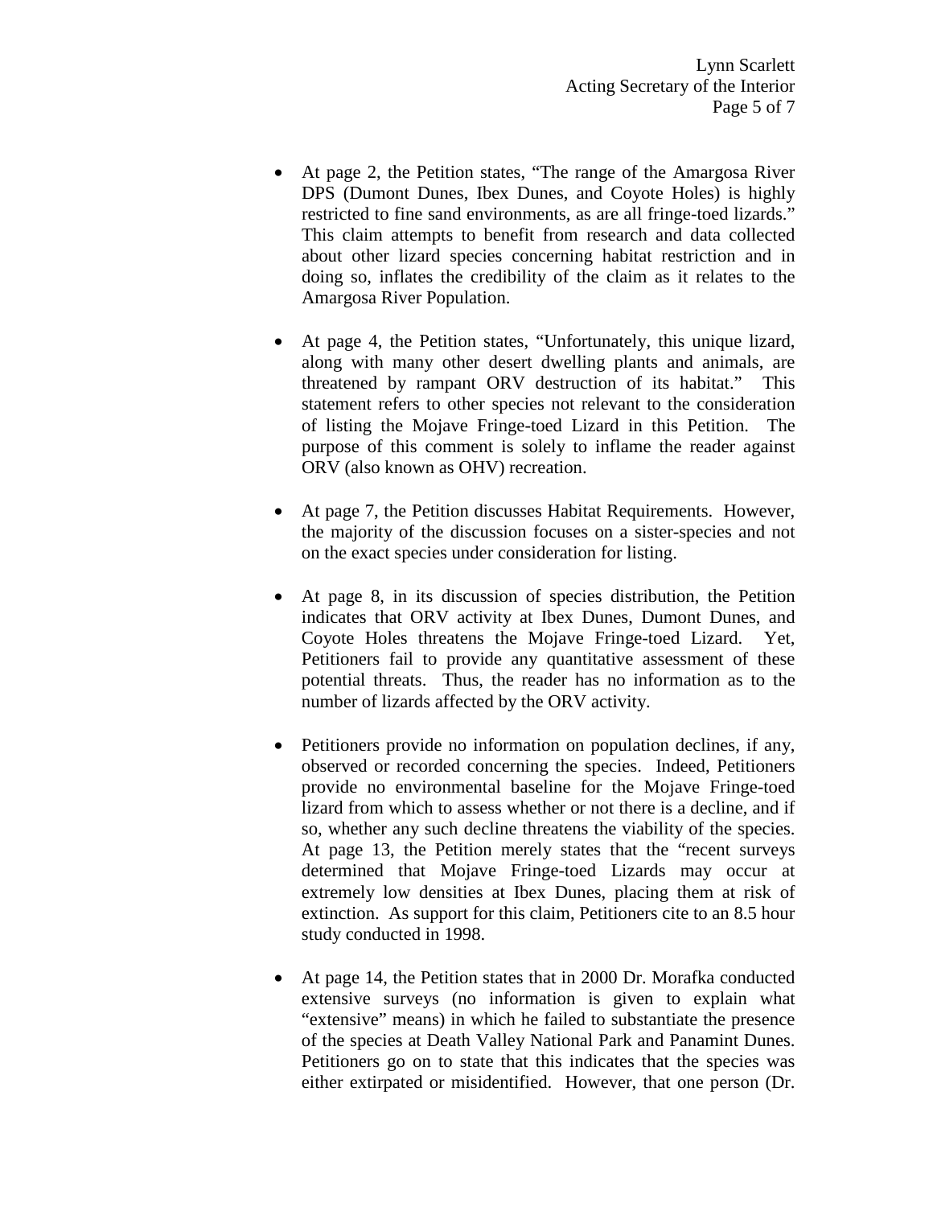- At page 2, the Petition states, "The range of the Amargosa River DPS (Dumont Dunes, Ibex Dunes, and Coyote Holes) is highly restricted to fine sand environments, as are all fringe-toed lizards." This claim attempts to benefit from research and data collected about other lizard species concerning habitat restriction and in doing so, inflates the credibility of the claim as it relates to the Amargosa River Population.

- At page 4, the Petition states, "Unfortunately, this unique lizard, along with many other desert dwelling plants and animals, are threatened by rampant ORV destruction of its habitat." This statement refers to other species not relevant to the consideration of listing the Mojave Fringe-toed Lizard in this Petition. The purpose of this comment is solely to inflame the reader against ORV (also known as OHV) recreation.

- At page 7, the Petition discusses Habitat Requirements. However, the majority of the discussion focuses on a sister-species and not on the exact species under consideration for listing.

- At page 8, in its discussion of species distribution, the Petition indicates that ORV activity at Ibex Dunes, Dumont Dunes, and Coyote Holes threatens the Mojave Fringe-toed Lizard. Yet, Petitioners fail to provide any quantitative assessment of these potential threats. Thus, the reader has no information as to the number of lizards affected by the ORV activity.

- Petitioners provide no information on population declines, if any, observed or recorded concerning the species. Indeed, Petitioners provide no environmental baseline for the Mojave Fringe-toed lizard from which to assess whether or not there is a decline, and if so, whether any such decline threatens the viability of the species. At page 13, the Petition merely states that the "recent surveys determined that Mojave Fringe-toed Lizards may occur at extremely low densities at Ibex Dunes, placing them at risk of extinction. As support for this claim, Petitioners cite to an 8.5 hour study conducted in 1998.

- At page 14, the Petition states that in 2000 Dr. Morafka conducted extensive surveys (no information is given to explain what "extensive" means) in which he failed to substantiate the presence of the species at Death Valley National Park and Panamint Dunes. Petitioners go on to state that this indicates that the species was either extirpated or misidentified. However, that one person (Dr.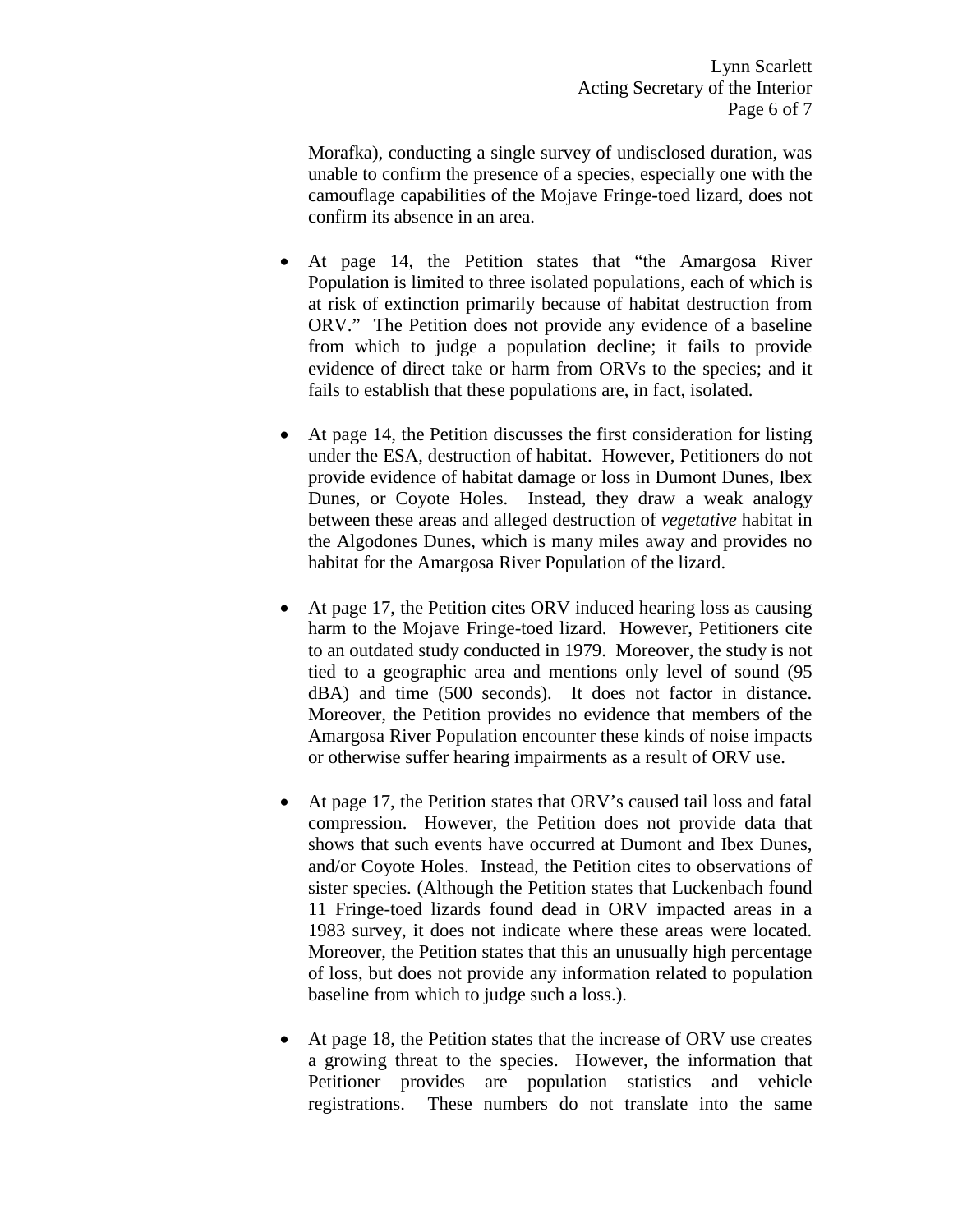Morafka), conducting a single survey of undisclosed duration, was unable to confirm the presence of a species, especially one with the camouflage capabilities of the Mojave Fringe-toed lizard, does not confirm its absence in an area.

- At page 14, the Petition states that "the Amargosa River Population is limited to three isolated populations, each of which is at risk of extinction primarily because of habitat destruction from ORV." The Petition does not provide any evidence of a baseline from which to judge a population decline; it fails to provide evidence of direct take or harm from ORVs to the species; and it fails to establish that these populations are, in fact, isolated.

- At page 14, the Petition discusses the first consideration for listing under the ESA, destruction of habitat. However, Petitioners do not provide evidence of habitat damage or loss in Dumont Dunes, Ibex Dunes, or Coyote Holes. Instead, they draw a weak analogy between these areas and alleged destruction of *vegetative* habitat in the Algodones Dunes, which is many miles away and provides no habitat for the Amargosa River Population of the lizard.

- At page 17, the Petition cites ORV induced hearing loss as causing harm to the Mojave Fringe-toed lizard. However, Petitioners cite to an outdated study conducted in 1979. Moreover, the study is not tied to a geographic area and mentions only level of sound (95 dBA) and time (500 seconds). It does not factor in distance. Moreover, the Petition provides no evidence that members of the Amargosa River Population encounter these kinds of noise impacts or otherwise suffer hearing impairments as a result of ORV use.

- At page 17, the Petition states that ORV's caused tail loss and fatal compression. However, the Petition does not provide data that shows that such events have occurred at Dumont and Ibex Dunes, and/or Coyote Holes. Instead, the Petition cites to observations of sister species. (Although the Petition states that Luckenbach found 11 Fringe-toed lizards found dead in ORV impacted areas in a 1983 survey, it does not indicate where these areas were located. Moreover, the Petition states that this an unusually high percentage of loss, but does not provide any information related to population baseline from which to judge such a loss.).

- At page 18, the Petition states that the increase of ORV use creates a growing threat to the species. However, the information that Petitioner provides are population statistics and vehicle registrations. These numbers do not translate into the same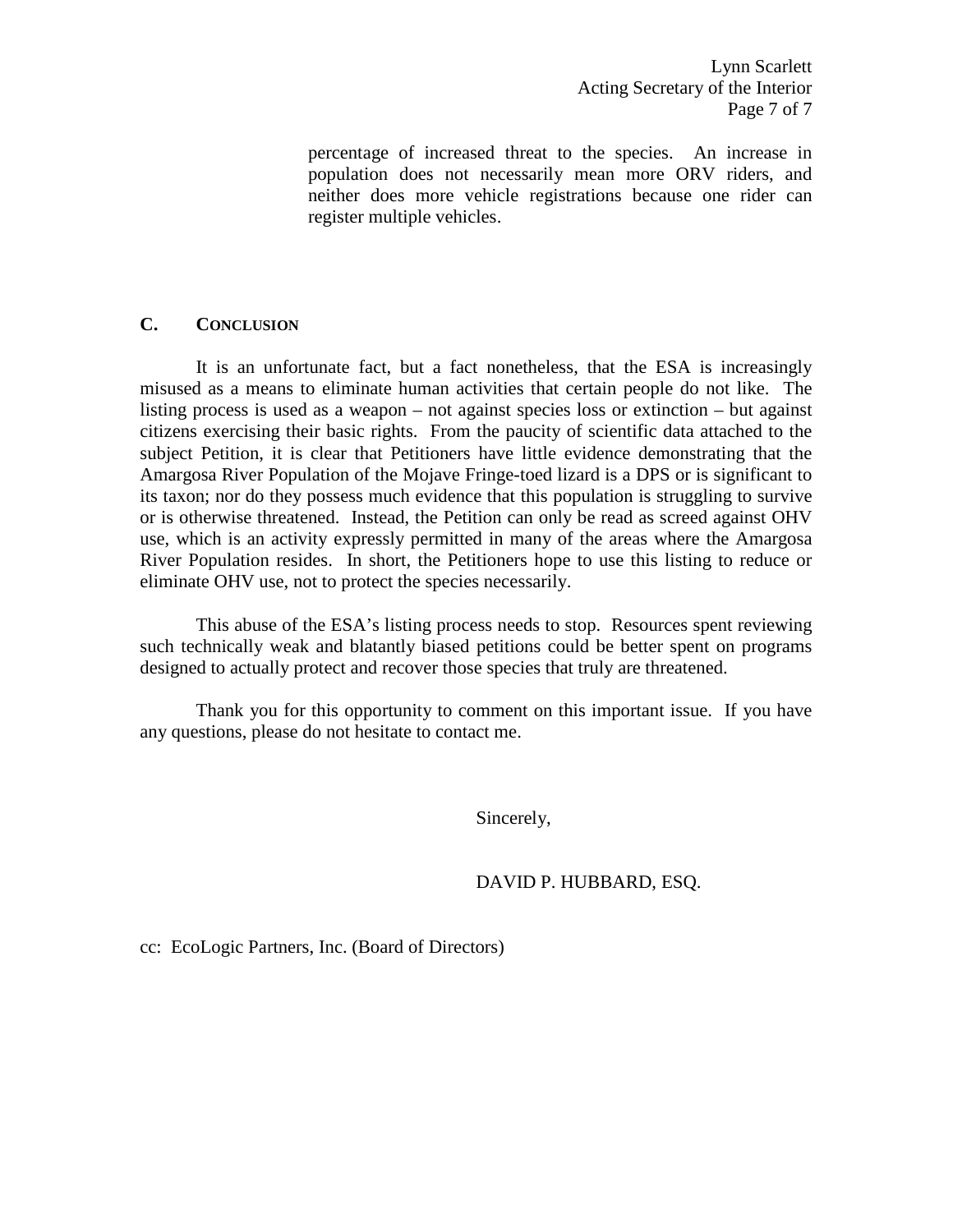percentage of increased threat to the species. An increase in population does not necessarily mean more ORV riders, and neither does more vehicle registrations because one rider can register multiple vehicles.

## C. Conclusion

It is an unfortunate fact, but a fact nonetheless, that the ESA is increasingly misused as a means to eliminate human activities that certain people do not like. The listing process is used as a weapon – not against species loss or extinction – but against citizens exercising their basic rights. From the paucity of scientific data attached to the subject Petition, it is clear that Petitioners have little evidence demonstrating that the Amargosa River Population of the Mojave Fringe-toed lizard is a DPS or is significant to its taxon; nor do they possess much evidence that this population is struggling to survive or is otherwise threatened. Instead, the Petition can only be read as screed against OHV use, which is an activity expressly permitted in many of the areas where the Amargosa River Population resides. In short, the Petitioners hope to use this listing to reduce or eliminate OHV use, not to protect the species necessarily.

This abuse of the ESA's listing process needs to stop. Resources spent reviewing such technically weak and blatantly biased petitions could be better spent on programs designed to actually protect and recover those species that truly are threatened.

Thank you for this opportunity to comment on this important issue. If you have any questions, please do not hesitate to contact me.

Sincerely,

DAVID P. HUBBARD, ESQ.

cc: EcoLogic Partners, Inc. (Board of Directors)